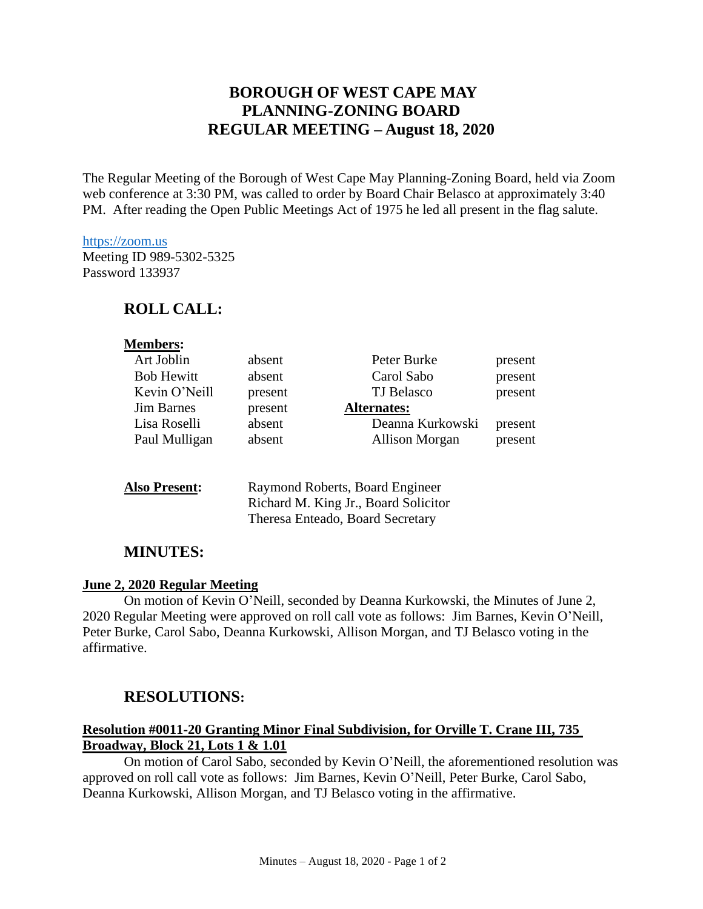# BOROUGH OF WEST CAPE MAY
# PLANNING-ZONING BOARD
# REGULAR MEETING – August 18, 2020

The Regular Meeting of the Borough of West Cape May Planning-Zoning Board, held via Zoom web conference at 3:30 PM, was called to order by Board Chair Belasco at approximately 3:40 PM. After reading the Open Public Meetings Act of 1975 he led all present in the flag salute.

https://zoom.us
Meeting ID 989-5302-5325
Password 133937

## ROLL CALL:

**Members:**

| | | | |
|---|---|---|---|
| Art Joblin | absent | Peter Burke | present |
| Bob Hewitt | absent | Carol Sabo | present |
| Kevin O'Neill | present | TJ Belasco | present |
| Jim Barnes | present | **Alternates:** | |
| Lisa Roselli | absent | Deanna Kurkowski | present |
| Paul Mulligan | absent | Allison Morgan | present |

**Also Present:** Raymond Roberts, Board Engineer
Richard M. King Jr., Board Solicitor
Theresa Enteado, Board Secretary

## MINUTES:

**June 2, 2020 Regular Meeting**

On motion of Kevin O'Neill, seconded by Deanna Kurkowski, the Minutes of June 2, 2020 Regular Meeting were approved on roll call vote as follows: Jim Barnes, Kevin O'Neill, Peter Burke, Carol Sabo, Deanna Kurkowski, Allison Morgan, and TJ Belasco voting in the affirmative.

## RESOLUTIONS:

**Resolution #0011-20 Granting Minor Final Subdivision, for Orville T. Crane III, 735 Broadway, Block 21, Lots 1 & 1.01**

On motion of Carol Sabo, seconded by Kevin O'Neill, the aforementioned resolution was approved on roll call vote as follows: Jim Barnes, Kevin O'Neill, Peter Burke, Carol Sabo, Deanna Kurkowski, Allison Morgan, and TJ Belasco voting in the affirmative.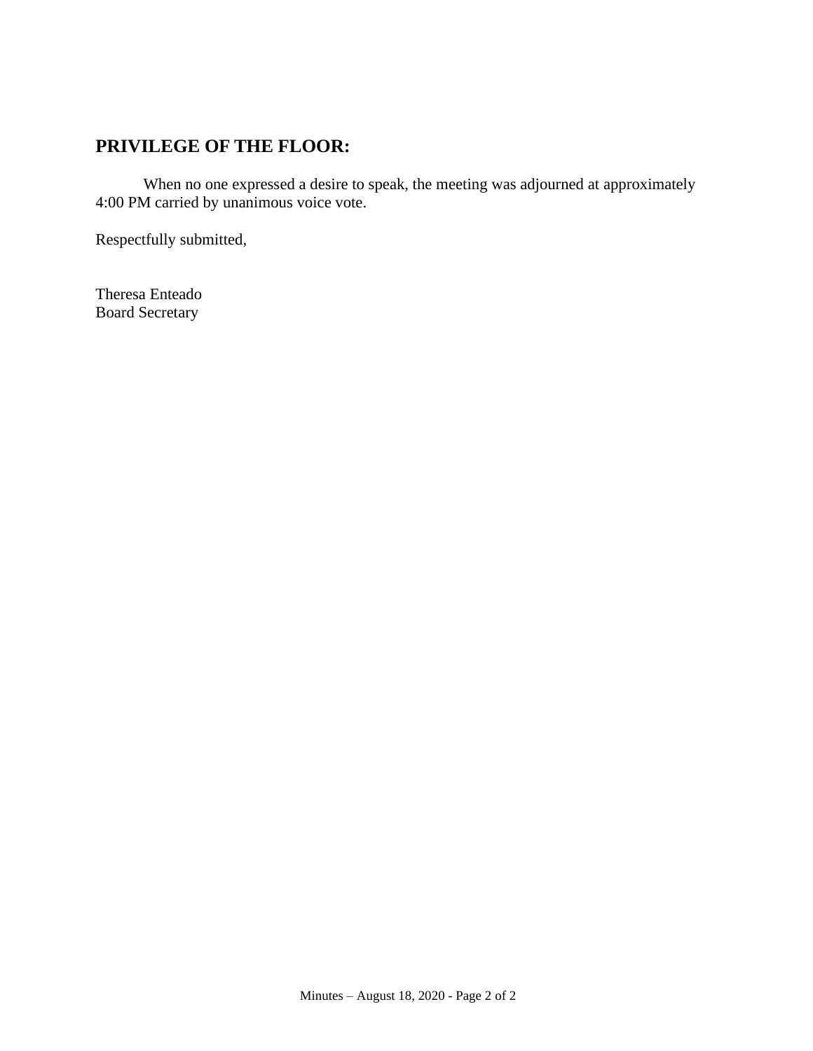## PRIVILEGE OF THE FLOOR:

When no one expressed a desire to speak, the meeting was adjourned at approximately 4:00 PM carried by unanimous voice vote.

Respectfully submitted,

Theresa Enteado
Board Secretary